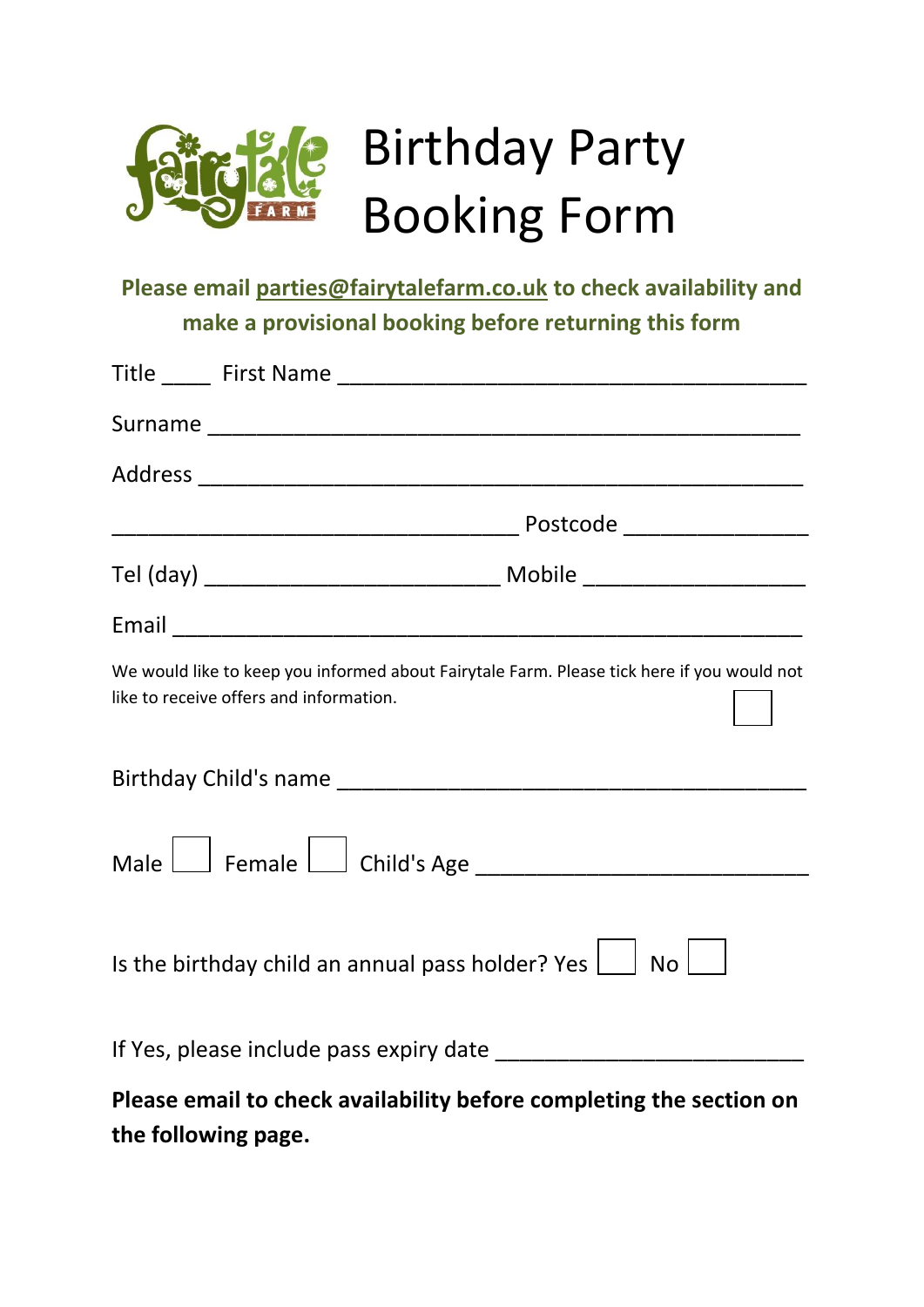# Birthday Party Booking Form

**Please email parties@fairytalefarm.co.uk to check availability and make a provisional booking before returning this form**

Title ____ First Name _______________________________________

Surname _________________________________________________

Address _________________________________________________

_________________________________ Postcode _______________

Tel (day) ________________________ Mobile __________________

Email ____________________________________________________

We would like to keep you informed about Fairytale Farm. Please tick here if you would not like to receive offers and information. ☐

Birthday Child's name _______________________________________

Male ☐ Female ☐ Child's Age ___________________________

Is the birthday child an annual pass holder? Yes ☐ No ☐

If Yes, please include pass expiry date _________________________

**Please email to check availability before completing the section on the following page.**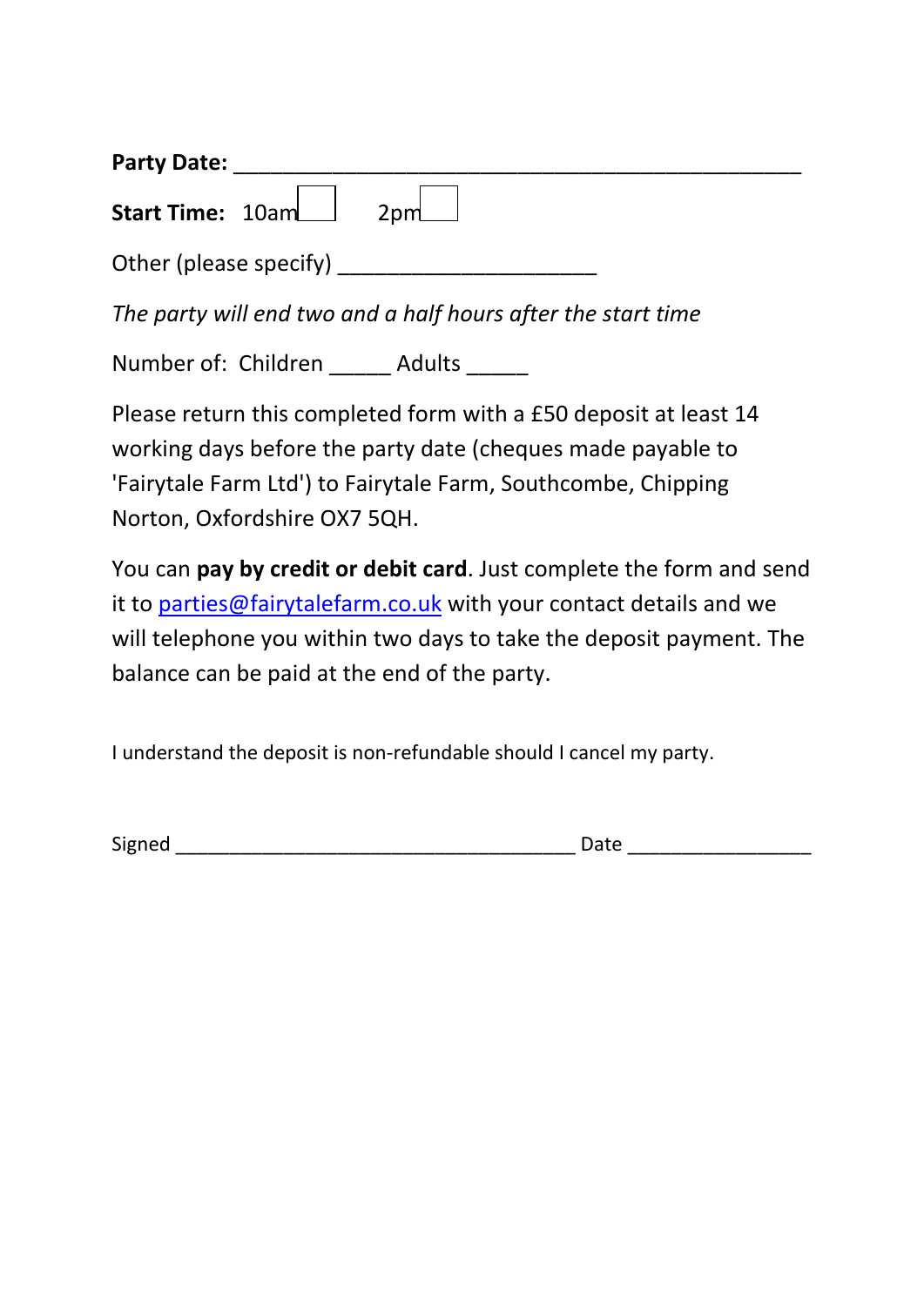**Party Date:** ______________________________________________

**Start Time:** 10am ☐ 2pm ☐

Other (please specify) _____________________

*The party will end two and a half hours after the start time*

Number of: Children _____ Adults _____

Please return this completed form with a £50 deposit at least 14 working days before the party date (cheques made payable to 'Fairytale Farm Ltd') to Fairytale Farm, Southcombe, Chipping Norton, Oxfordshire OX7 5QH.

You can **pay by credit or debit card**. Just complete the form and send it to [parties@fairytalefarm.co.uk](mailto:parties@fairytalefarm.co.uk) with your contact details and we will telephone you within two days to take the deposit payment. The balance can be paid at the end of the party.

I understand the deposit is non-refundable should I cancel my party.

Signed ____________________________________ Date ________________